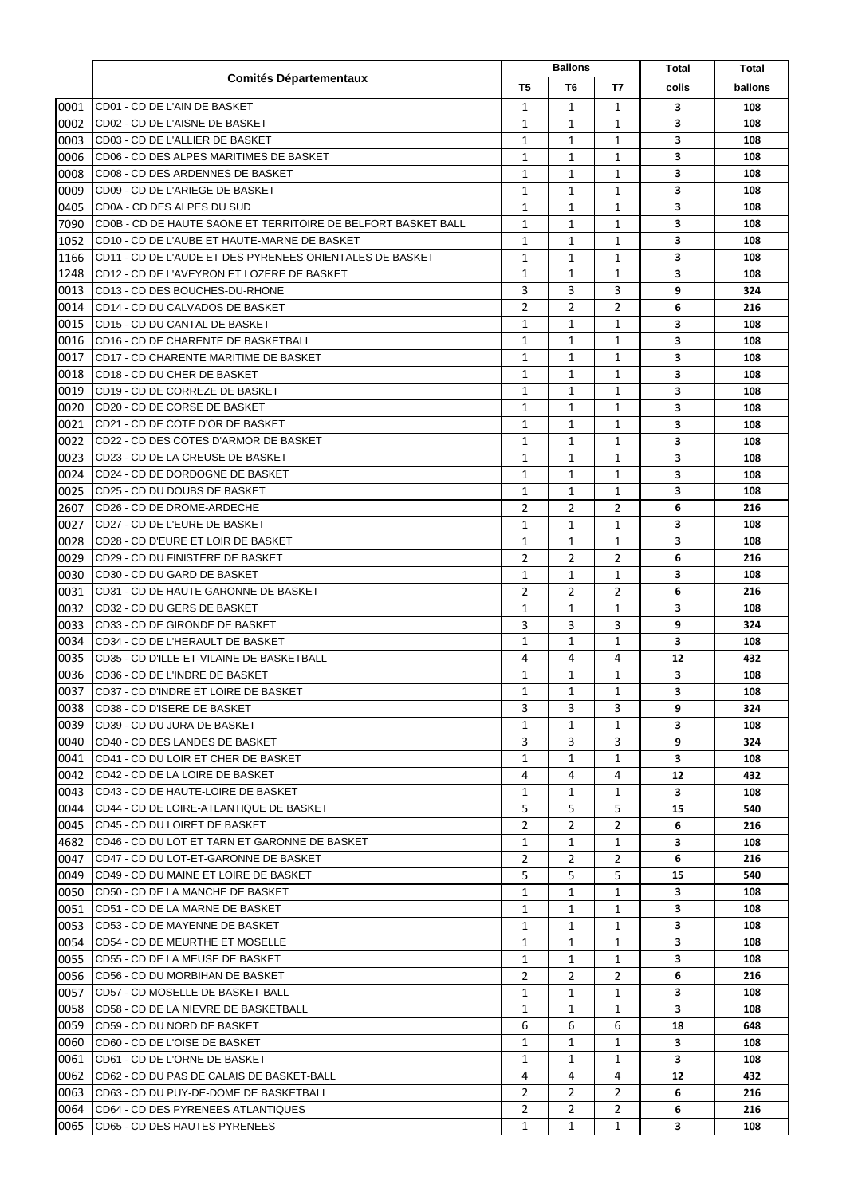| | Comités Départementaux | Ballons | | | Total | Total |
|---|---|---|---|---|---|---|
| | | T5 | T6 | T7 | colis | ballons |
| 0001 | CD01 - CD DE L'AIN DE BASKET | 1 | 1 | 1 | 3 | 108 |
| 0002 | CD02 - CD DE L'AISNE DE BASKET | 1 | 1 | 1 | 3 | 108 |
| 0003 | CD03 - CD DE L'ALLIER DE BASKET | 1 | 1 | 1 | 3 | 108 |
| 0006 | CD06 - CD DES ALPES MARITIMES DE BASKET | 1 | 1 | 1 | 3 | 108 |
| 0008 | CD08 - CD DES ARDENNES DE BASKET | 1 | 1 | 1 | 3 | 108 |
| 0009 | CD09 - CD DE L'ARIEGE DE BASKET | 1 | 1 | 1 | 3 | 108 |
| 0405 | CD0A - CD DES ALPES DU SUD | 1 | 1 | 1 | 3 | 108 |
| 7090 | CD0B - CD DE HAUTE SAONE ET TERRITOIRE DE BELFORT BASKET BALL | 1 | 1 | 1 | 3 | 108 |
| 1052 | CD10 - CD DE L'AUBE ET HAUTE-MARNE DE BASKET | 1 | 1 | 1 | 3 | 108 |
| 1166 | CD11 - CD DE L'AUDE ET DES PYRENEES ORIENTALES DE BASKET | 1 | 1 | 1 | 3 | 108 |
| 1248 | CD12 - CD DE L'AVEYRON ET LOZERE DE BASKET | 1 | 1 | 1 | 3 | 108 |
| 0013 | CD13 - CD DES BOUCHES-DU-RHONE | 3 | 3 | 3 | 9 | 324 |
| 0014 | CD14 - CD DU CALVADOS DE BASKET | 2 | 2 | 2 | 6 | 216 |
| 0015 | CD15 - CD DU CANTAL DE BASKET | 1 | 1 | 1 | 3 | 108 |
| 0016 | CD16 - CD DE CHARENTE DE BASKETBALL | 1 | 1 | 1 | 3 | 108 |
| 0017 | CD17 - CD CHARENTE MARITIME DE BASKET | 1 | 1 | 1 | 3 | 108 |
| 0018 | CD18 - CD DU CHER DE BASKET | 1 | 1 | 1 | 3 | 108 |
| 0019 | CD19 - CD DE CORREZE DE BASKET | 1 | 1 | 1 | 3 | 108 |
| 0020 | CD20 - CD DE CORSE DE BASKET | 1 | 1 | 1 | 3 | 108 |
| 0021 | CD21 - CD DE COTE D'OR DE BASKET | 1 | 1 | 1 | 3 | 108 |
| 0022 | CD22 - CD DES COTES D'ARMOR DE BASKET | 1 | 1 | 1 | 3 | 108 |
| 0023 | CD23 - CD DE LA CREUSE DE BASKET | 1 | 1 | 1 | 3 | 108 |
| 0024 | CD24 - CD DE DORDOGNE DE BASKET | 1 | 1 | 1 | 3 | 108 |
| 0025 | CD25 - CD DU DOUBS DE BASKET | 1 | 1 | 1 | 3 | 108 |
| 2607 | CD26 - CD DE DROME-ARDECHE | 2 | 2 | 2 | 6 | 216 |
| 0027 | CD27 - CD DE L'EURE DE BASKET | 1 | 1 | 1 | 3 | 108 |
| 0028 | CD28 - CD D'EURE ET LOIR DE BASKET | 1 | 1 | 1 | 3 | 108 |
| 0029 | CD29 - CD DU FINISTERE DE BASKET | 2 | 2 | 2 | 6 | 216 |
| 0030 | CD30 - CD DU GARD DE BASKET | 1 | 1 | 1 | 3 | 108 |
| 0031 | CD31 - CD DE HAUTE GARONNE DE BASKET | 2 | 2 | 2 | 6 | 216 |
| 0032 | CD32 - CD DU GERS DE BASKET | 1 | 1 | 1 | 3 | 108 |
| 0033 | CD33 - CD DE GIRONDE DE BASKET | 3 | 3 | 3 | 9 | 324 |
| 0034 | CD34 - CD DE L'HERAULT DE BASKET | 1 | 1 | 1 | 3 | 108 |
| 0035 | CD35 - CD D'ILLE-ET-VILAINE DE BASKETBALL | 4 | 4 | 4 | 12 | 432 |
| 0036 | CD36 - CD DE L'INDRE DE BASKET | 1 | 1 | 1 | 3 | 108 |
| 0037 | CD37 - CD D'INDRE ET LOIRE DE BASKET | 1 | 1 | 1 | 3 | 108 |
| 0038 | CD38 - CD D'ISERE DE BASKET | 3 | 3 | 3 | 9 | 324 |
| 0039 | CD39 - CD DU JURA DE BASKET | 1 | 1 | 1 | 3 | 108 |
| 0040 | CD40 - CD DES LANDES DE BASKET | 3 | 3 | 3 | 9 | 324 |
| 0041 | CD41 - CD DU LOIR ET CHER DE BASKET | 1 | 1 | 1 | 3 | 108 |
| 0042 | CD42 - CD DE LA LOIRE DE BASKET | 4 | 4 | 4 | 12 | 432 |
| 0043 | CD43 - CD DE HAUTE-LOIRE DE BASKET | 1 | 1 | 1 | 3 | 108 |
| 0044 | CD44 - CD DE LOIRE-ATLANTIQUE DE BASKET | 5 | 5 | 5 | 15 | 540 |
| 0045 | CD45 - CD DU LOIRET DE BASKET | 2 | 2 | 2 | 6 | 216 |
| 4682 | CD46 - CD DU LOT ET TARN ET GARONNE DE BASKET | 1 | 1 | 1 | 3 | 108 |
| 0047 | CD47 - CD DU LOT-ET-GARONNE DE BASKET | 2 | 2 | 2 | 6 | 216 |
| 0049 | CD49 - CD DU MAINE ET LOIRE DE BASKET | 5 | 5 | 5 | 15 | 540 |
| 0050 | CD50 - CD DE LA MANCHE DE BASKET | 1 | 1 | 1 | 3 | 108 |
| 0051 | CD51 - CD DE LA MARNE DE BASKET | 1 | 1 | 1 | 3 | 108 |
| 0053 | CD53 - CD DE MAYENNE DE BASKET | 1 | 1 | 1 | 3 | 108 |
| 0054 | CD54 - CD DE MEURTHE ET MOSELLE | 1 | 1 | 1 | 3 | 108 |
| 0055 | CD55 - CD DE LA MEUSE DE BASKET | 1 | 1 | 1 | 3 | 108 |
| 0056 | CD56 - CD DU MORBIHAN DE BASKET | 2 | 2 | 2 | 6 | 216 |
| 0057 | CD57 - CD MOSELLE DE BASKET-BALL | 1 | 1 | 1 | 3 | 108 |
| 0058 | CD58 - CD DE LA NIEVRE DE BASKETBALL | 1 | 1 | 1 | 3 | 108 |
| 0059 | CD59 - CD DU NORD DE BASKET | 6 | 6 | 6 | 18 | 648 |
| 0060 | CD60 - CD DE L'OISE DE BASKET | 1 | 1 | 1 | 3 | 108 |
| 0061 | CD61 - CD DE L'ORNE DE BASKET | 1 | 1 | 1 | 3 | 108 |
| 0062 | CD62 - CD DU PAS DE CALAIS DE BASKET-BALL | 4 | 4 | 4 | 12 | 432 |
| 0063 | CD63 - CD DU PUY-DE-DOME DE BASKETBALL | 2 | 2 | 2 | 6 | 216 |
| 0064 | CD64 - CD DES PYRENEES ATLANTIQUES | 2 | 2 | 2 | 6 | 216 |
| 0065 | CD65 - CD DES HAUTES PYRENEES | 1 | 1 | 1 | 3 | 108 |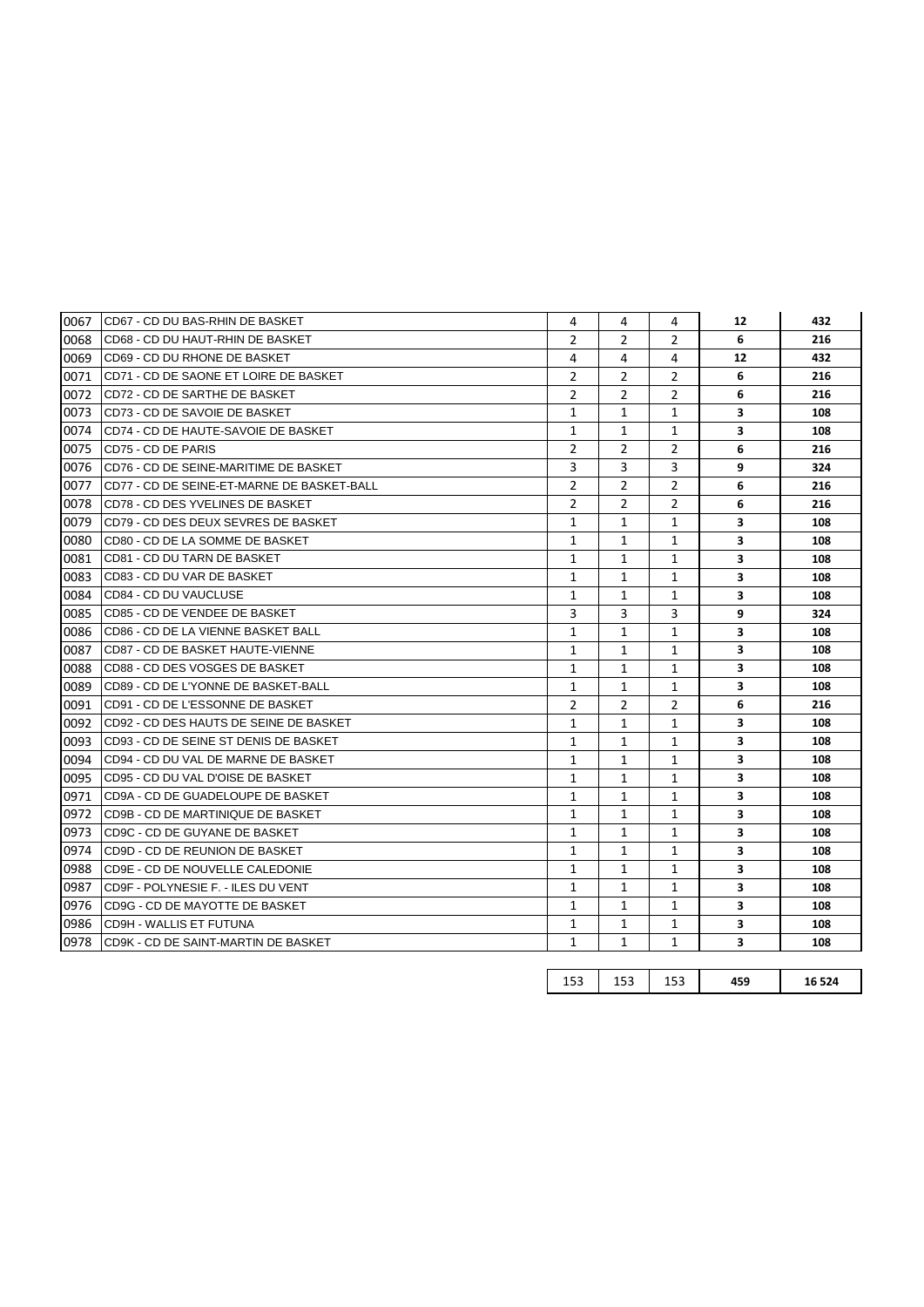| | | | | | | |
|---|---|---|---|---|---|---|
| 0067 | CD67 - CD DU BAS-RHIN DE BASKET | 4 | 4 | 4 | **12** | **432** |
| 0068 | CD68 - CD DU HAUT-RHIN DE BASKET | 2 | 2 | 2 | **6** | **216** |
| 0069 | CD69 - CD DU RHONE DE BASKET | 4 | 4 | 4 | **12** | **432** |
| 0071 | CD71 - CD DE SAONE ET LOIRE DE BASKET | 2 | 2 | 2 | **6** | **216** |
| 0072 | CD72 - CD DE SARTHE DE BASKET | 2 | 2 | 2 | **6** | **216** |
| 0073 | CD73 - CD DE SAVOIE DE BASKET | 1 | 1 | 1 | **3** | **108** |
| 0074 | CD74 - CD DE HAUTE-SAVOIE DE BASKET | 1 | 1 | 1 | **3** | **108** |
| 0075 | CD75 - CD DE PARIS | 2 | 2 | 2 | **6** | **216** |
| 0076 | CD76 - CD DE SEINE-MARITIME DE BASKET | 3 | 3 | 3 | **9** | **324** |
| 0077 | CD77 - CD DE SEINE-ET-MARNE DE BASKET-BALL | 2 | 2 | 2 | **6** | **216** |
| 0078 | CD78 - CD DES YVELINES DE BASKET | 2 | 2 | 2 | **6** | **216** |
| 0079 | CD79 - CD DES DEUX SEVRES DE BASKET | 1 | 1 | 1 | **3** | **108** |
| 0080 | CD80 - CD DE LA SOMME DE BASKET | 1 | 1 | 1 | **3** | **108** |
| 0081 | CD81 - CD DU TARN DE BASKET | 1 | 1 | 1 | **3** | **108** |
| 0083 | CD83 - CD DU VAR DE BASKET | 1 | 1 | 1 | **3** | **108** |
| 0084 | CD84 - CD DU VAUCLUSE | 1 | 1 | 1 | **3** | **108** |
| 0085 | CD85 - CD DE VENDEE DE BASKET | 3 | 3 | 3 | **9** | **324** |
| 0086 | CD86 - CD DE LA VIENNE BASKET BALL | 1 | 1 | 1 | **3** | **108** |
| 0087 | CD87 - CD DE BASKET HAUTE-VIENNE | 1 | 1 | 1 | **3** | **108** |
| 0088 | CD88 - CD DES VOSGES DE BASKET | 1 | 1 | 1 | **3** | **108** |
| 0089 | CD89 - CD DE L'YONNE DE BASKET-BALL | 1 | 1 | 1 | **3** | **108** |
| 0091 | CD91 - CD DE L'ESSONNE DE BASKET | 2 | 2 | 2 | **6** | **216** |
| 0092 | CD92 - CD DES HAUTS DE SEINE DE BASKET | 1 | 1 | 1 | **3** | **108** |
| 0093 | CD93 - CD DE SEINE ST DENIS DE BASKET | 1 | 1 | 1 | **3** | **108** |
| 0094 | CD94 - CD DU VAL DE MARNE DE BASKET | 1 | 1 | 1 | **3** | **108** |
| 0095 | CD95 - CD DU VAL D'OISE DE BASKET | 1 | 1 | 1 | **3** | **108** |
| 0971 | CD9A - CD DE GUADELOUPE DE BASKET | 1 | 1 | 1 | **3** | **108** |
| 0972 | CD9B - CD DE MARTINIQUE DE BASKET | 1 | 1 | 1 | **3** | **108** |
| 0973 | CD9C - CD DE GUYANE DE BASKET | 1 | 1 | 1 | **3** | **108** |
| 0974 | CD9D - CD DE REUNION DE BASKET | 1 | 1 | 1 | **3** | **108** |
| 0988 | CD9E - CD DE NOUVELLE CALEDONIE | 1 | 1 | 1 | **3** | **108** |
| 0987 | CD9F - POLYNESIE F. - ILES DU VENT | 1 | 1 | 1 | **3** | **108** |
| 0976 | CD9G - CD DE MAYOTTE DE BASKET | 1 | 1 | 1 | **3** | **108** |
| 0986 | CD9H - WALLIS ET FUTUNA | 1 | 1 | 1 | **3** | **108** |
| 0978 | CD9K - CD DE SAINT-MARTIN DE BASKET | 1 | 1 | 1 | **3** | **108** |
| | | 153 | 153 | 153 | **459** | **16 524** |